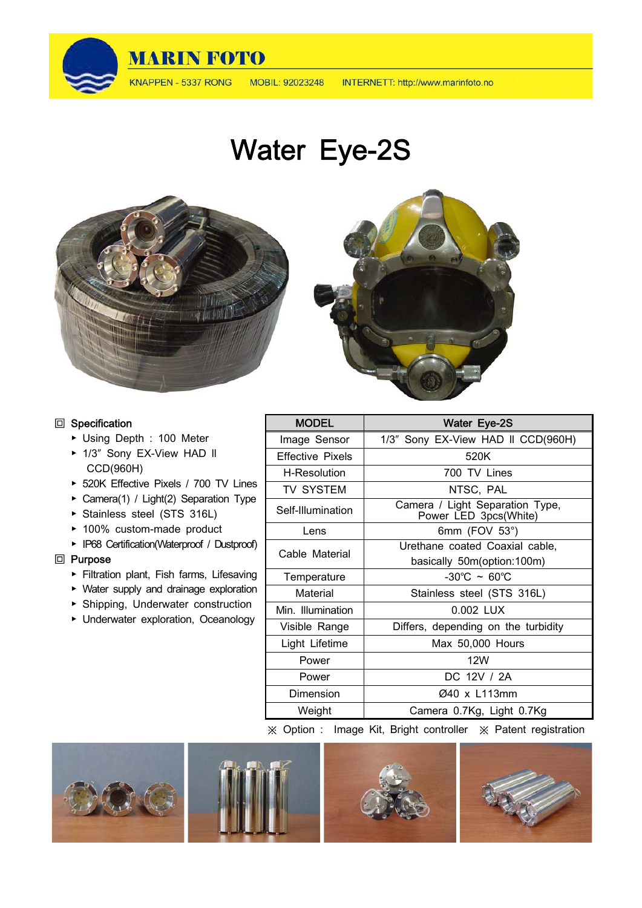MARIN FOTO

KNAPPEN - 5337 RONG    MOBIL: 92023248    INTERNETT: http://www.marinfoto.no

# Water Eye-2S

## Specification

- Using Depth : 100 Meter
- 1/3″ Sony EX-View HAD Ⅱ CCD(960H)
- 520K Effective Pixels / 700 TV Lines
- Camera(1) / Light(2) Separation Type
- Stainless steel (STS 316L)
- 100% custom-made product
- IP68 Certification(Waterproof / Dustproof)

## Purpose

- Filtration plant, Fish farms, Lifesaving
- Water supply and drainage exploration
- Shipping, Underwater construction
- Underwater exploration, Oceanology

| MODEL | Water Eye-2S |
|---|---|
| Image Sensor | 1/3″ Sony EX-View HAD Ⅱ CCD(960H) |
| Effective Pixels | 520K |
| H-Resolution | 700 TV Lines |
| TV SYSTEM | NTSC, PAL |
| Self-Illumination | Camera / Light Separation Type, Power LED 3pcs(White) |
| Lens | 6mm (FOV 53°) |
| Cable Material | Urethane coated Coaxial cable, basically 50m(option:100m) |
| Temperature | -30℃ ~ 60℃ |
| Material | Stainless steel (STS 316L) |
| Min. Illumination | 0.002 LUX |
| Visible Range | Differs, depending on the turbidity |
| Light Lifetime | Max 50,000 Hours |
| Power | 12W |
| Power | DC 12V / 2A |
| Dimension | Ø40 x L113mm |
| Weight | Camera 0.7Kg, Light 0.7Kg |

※ Option : Image Kit, Bright controller ※ Patent registration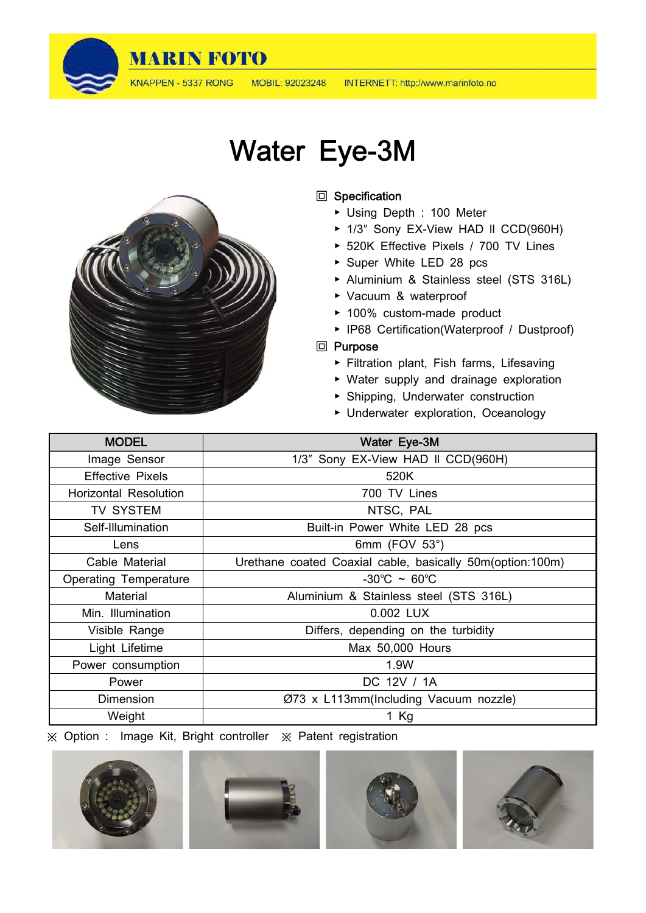MARIN FOTO

KNAPPEN - 5337 RONG  MOBIL: 92023248  INTERNETT: http://www.marinfoto.no

# Water Eye-3M

◘ **Specification**

- Using Depth : 100 Meter
- 1/3″ Sony EX-View HAD Ⅱ CCD(960H)
- 520K Effective Pixels / 700 TV Lines
- Super White LED 28 pcs
- Aluminium & Stainless steel (STS 316L)
- Vacuum & waterproof
- 100% custom-made product
- IP68 Certification(Waterproof / Dustproof)

◘ **Purpose**

- Filtration plant, Fish farms, Lifesaving
- Water supply and drainage exploration
- Shipping, Underwater construction
- Underwater exploration, Oceanology

| MODEL | Water Eye-3M |
|---|---|
| Image Sensor | 1/3″ Sony EX-View HAD Ⅱ CCD(960H) |
| Effective Pixels | 520K |
| Horizontal Resolution | 700 TV Lines |
| TV SYSTEM | NTSC, PAL |
| Self-Illumination | Built-in Power White LED 28 pcs |
| Lens | 6mm (FOV 53°) |
| Cable Material | Urethane coated Coaxial cable, basically 50m(option:100m) |
| Operating Temperature | -30℃ ~ 60℃ |
| Material | Aluminium & Stainless steel (STS 316L) |
| Min. Illumination | 0.002 LUX |
| Visible Range | Differs, depending on the turbidity |
| Light Lifetime | Max 50,000 Hours |
| Power consumption | 1.9W |
| Power | DC 12V / 1A |
| Dimension | Ø73 x L113mm(Including Vacuum nozzle) |
| Weight | 1 Kg |

※ Option : Image Kit, Bright controller ※ Patent registration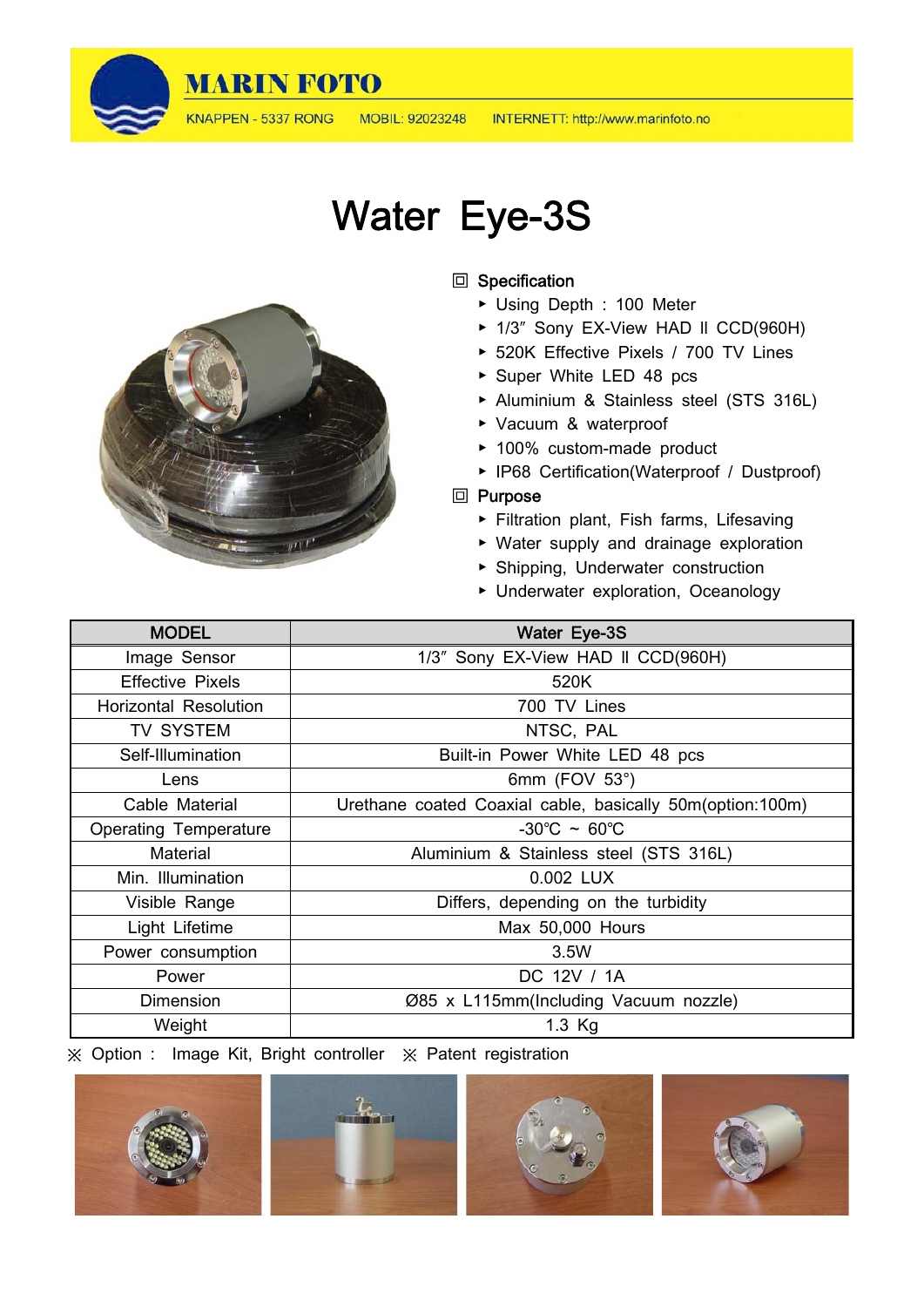**MARIN FOTO**

KNAPPEN - 5337 RONG MOBIL: 92023248 INTERNETT: http://www.marinfoto.no

# Water Eye-3S

## Specification

- Using Depth : 100 Meter
- 1/3″ Sony EX-View HAD Ⅱ CCD(960H)
- 520K Effective Pixels / 700 TV Lines
- Super White LED 48 pcs
- Aluminium & Stainless steel (STS 316L)
- Vacuum & waterproof
- 100% custom-made product
- IP68 Certification(Waterproof / Dustproof)

## Purpose

- Filtration plant, Fish farms, Lifesaving
- Water supply and drainage exploration
- Shipping, Underwater construction
- Underwater exploration, Oceanology

| MODEL | Water Eye-3S |
|---|---|
| Image Sensor | 1/3″ Sony EX-View HAD Ⅱ CCD(960H) |
| Effective Pixels | 520K |
| Horizontal Resolution | 700 TV Lines |
| TV SYSTEM | NTSC, PAL |
| Self-Illumination | Built-in Power White LED 48 pcs |
| Lens | 6mm (FOV 53°) |
| Cable Material | Urethane coated Coaxial cable, basically 50m(option:100m) |
| Operating Temperature | -30℃ ~ 60℃ |
| Material | Aluminium & Stainless steel (STS 316L) |
| Min. Illumination | 0.002 LUX |
| Visible Range | Differs, depending on the turbidity |
| Light Lifetime | Max 50,000 Hours |
| Power consumption | 3.5W |
| Power | DC 12V / 1A |
| Dimension | Ø85 x L115mm(Including Vacuum nozzle) |
| Weight | 1.3 Kg |

※ Option : Image Kit, Bright controller ※ Patent registration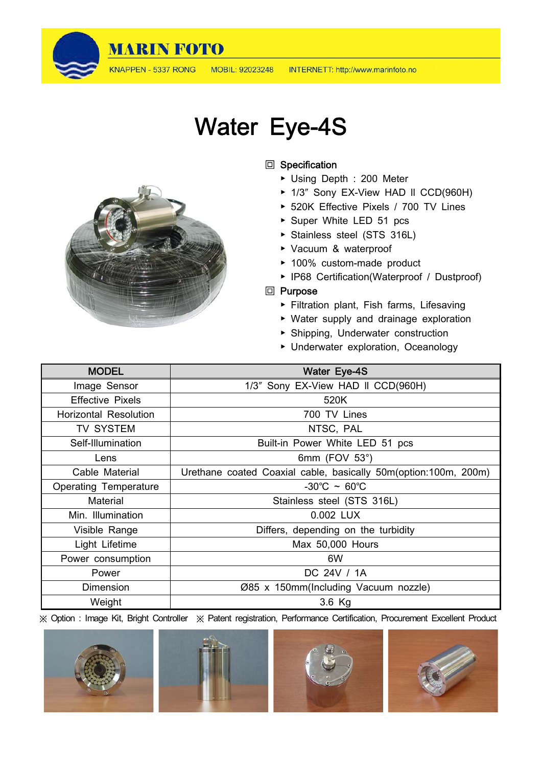**MARIN FOTO**

KNAPPEN - 5337 RONG    MOBIL: 92023248    INTERNETT: http://www.marinfoto.no

# Water Eye-4S

### Specification

- Using Depth : 200 Meter
- 1/3″ Sony EX-View HAD Ⅱ CCD(960H)
- 520K Effective Pixels / 700 TV Lines
- Super White LED 51 pcs
- Stainless steel (STS 316L)
- Vacuum & waterproof
- 100% custom-made product
- IP68 Certification(Waterproof / Dustproof)

### Purpose

- Filtration plant, Fish farms, Lifesaving
- Water supply and drainage exploration
- Shipping, Underwater construction
- Underwater exploration, Oceanology

| MODEL | Water Eye-4S |
|---|---|
| Image Sensor | 1/3″ Sony EX-View HAD Ⅱ CCD(960H) |
| Effective Pixels | 520K |
| Horizontal Resolution | 700 TV Lines |
| TV SYSTEM | NTSC, PAL |
| Self-Illumination | Built-in Power White LED 51 pcs |
| Lens | 6mm (FOV 53°) |
| Cable Material | Urethane coated Coaxial cable, basically 50m(option:100m, 200m) |
| Operating Temperature | -30℃ ~ 60℃ |
| Material | Stainless steel (STS 316L) |
| Min. Illumination | 0.002 LUX |
| Visible Range | Differs, depending on the turbidity |
| Light Lifetime | Max 50,000 Hours |
| Power consumption | 6W |
| Power | DC 24V / 1A |
| Dimension | Ø85 x 150mm(Including Vacuum nozzle) |
| Weight | 3.6 Kg |

※ Option : Image Kit, Bright Controller ※ Patent registration, Performance Certification, Procurement Excellent Product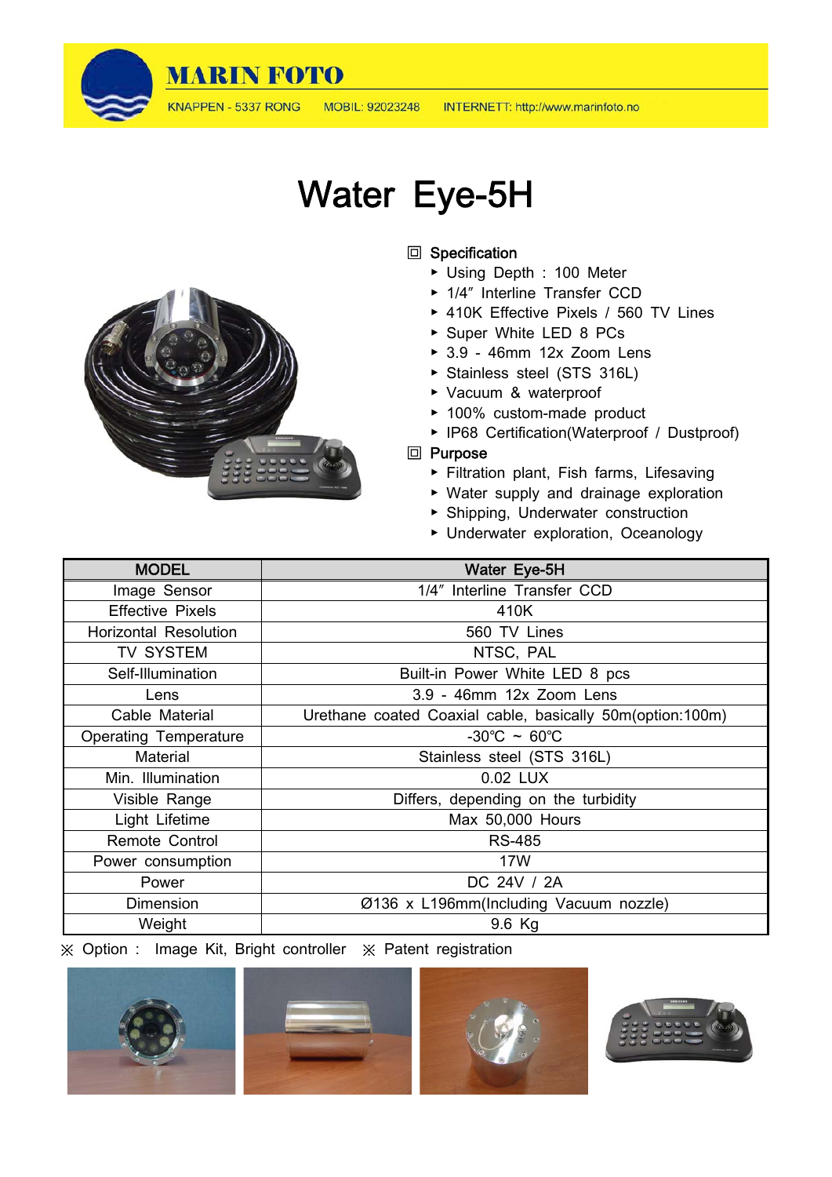# Water Eye-5H

**Specification**

- Using Depth : 100 Meter
- 1/4″ Interline Transfer CCD
- 410K Effective Pixels / 560 TV Lines
- Super White LED 8 PCs
- 3.9 - 46mm 12x Zoom Lens
- Stainless steel (STS 316L)
- Vacuum & waterproof
- 100% custom-made product
- IP68 Certification(Waterproof / Dustproof)

**Purpose**

- Filtration plant, Fish farms, Lifesaving
- Water supply and drainage exploration
- Shipping, Underwater construction
- Underwater exploration, Oceanology

| MODEL | Water Eye-5H |
|---|---|
| Image Sensor | 1/4″ Interline Transfer CCD |
| Effective Pixels | 410K |
| Horizontal Resolution | 560 TV Lines |
| TV SYSTEM | NTSC, PAL |
| Self-Illumination | Built-in Power White LED 8 pcs |
| Lens | 3.9 - 46mm 12x Zoom Lens |
| Cable Material | Urethane coated Coaxial cable, basically 50m(option:100m) |
| Operating Temperature | -30℃ ~ 60℃ |
| Material | Stainless steel (STS 316L) |
| Min. Illumination | 0.02 LUX |
| Visible Range | Differs, depending on the turbidity |
| Light Lifetime | Max 50,000 Hours |
| Remote Control | RS-485 |
| Power consumption | 17W |
| Power | DC 24V / 2A |
| Dimension | Ø136 x L196mm(Including Vacuum nozzle) |
| Weight | 9.6 Kg |

※ Option : Image Kit, Bright controller ※ Patent registration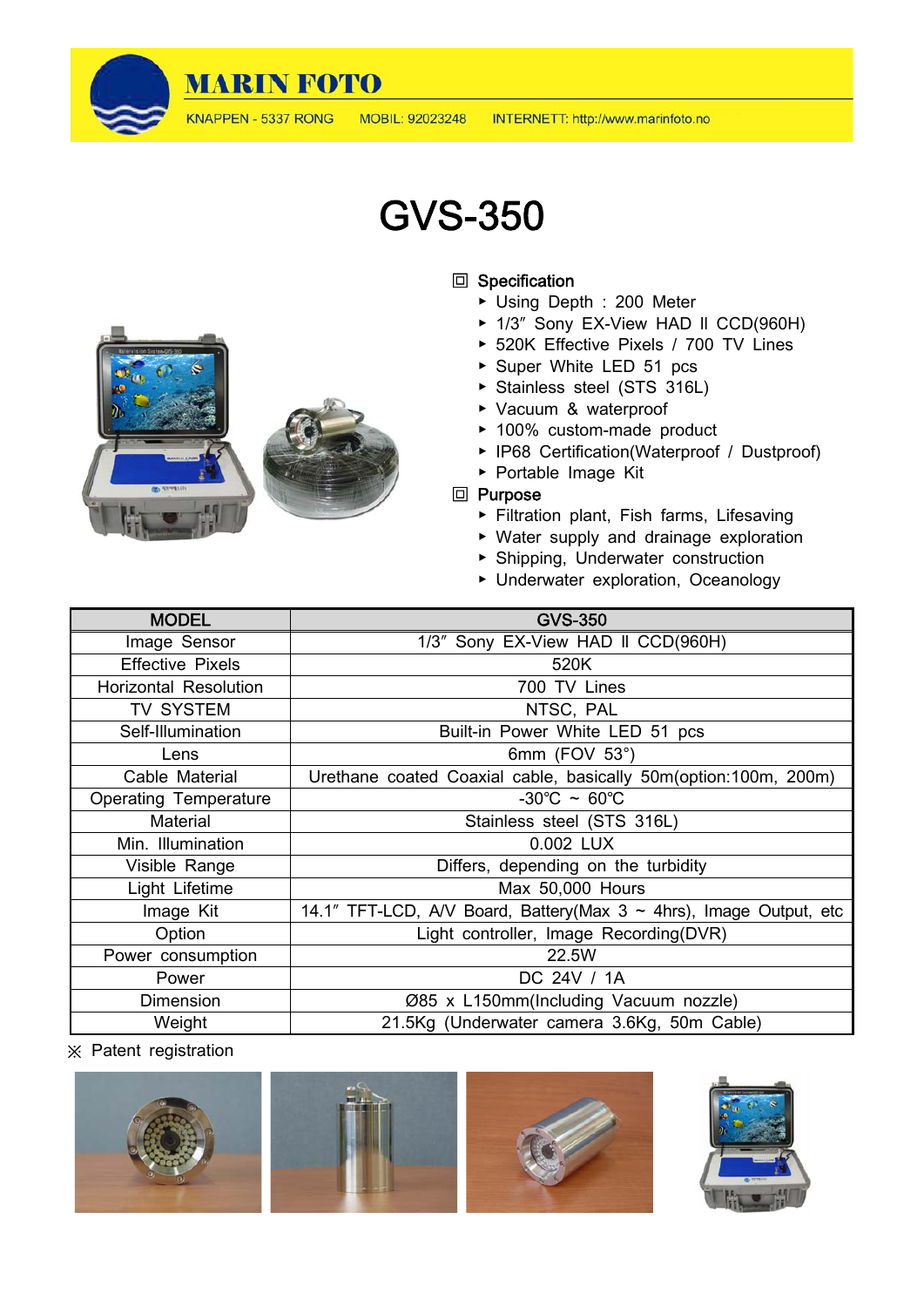# GVS-350

## ◘ Specification

- Using Depth : 200 Meter
- 1/3″ Sony EX-View HAD Ⅱ CCD(960H)
- 520K Effective Pixels / 700 TV Lines
- Super White LED 51 pcs
- Stainless steel (STS 316L)
- Vacuum & waterproof
- 100% custom-made product
- IP68 Certification(Waterproof / Dustproof)
- Portable Image Kit

## ◘ Purpose

- Filtration plant, Fish farms, Lifesaving
- Water supply and drainage exploration
- Shipping, Underwater construction
- Underwater exploration, Oceanology

| MODEL | GVS-350 |
|---|---|
| Image Sensor | 1/3″ Sony EX-View HAD Ⅱ CCD(960H) |
| Effective Pixels | 520K |
| Horizontal Resolution | 700 TV Lines |
| TV SYSTEM | NTSC, PAL |
| Self-Illumination | Built-in Power White LED 51 pcs |
| Lens | 6mm (FOV 53°) |
| Cable Material | Urethane coated Coaxial cable, basically 50m(option:100m, 200m) |
| Operating Temperature | -30℃ ~ 60℃ |
| Material | Stainless steel (STS 316L) |
| Min. Illumination | 0.002 LUX |
| Visible Range | Differs, depending on the turbidity |
| Light Lifetime | Max 50,000 Hours |
| Image Kit | 14.1″ TFT-LCD, A/V Board, Battery(Max 3 ~ 4hrs), Image Output, etc |
| Option | Light controller, Image Recording(DVR) |
| Power consumption | 22.5W |
| Power | DC 24V / 1A |
| Dimension | Ø85 x L150mm(Including Vacuum nozzle) |
| Weight | 21.5Kg (Underwater camera 3.6Kg, 50m Cable) |

※ Patent registration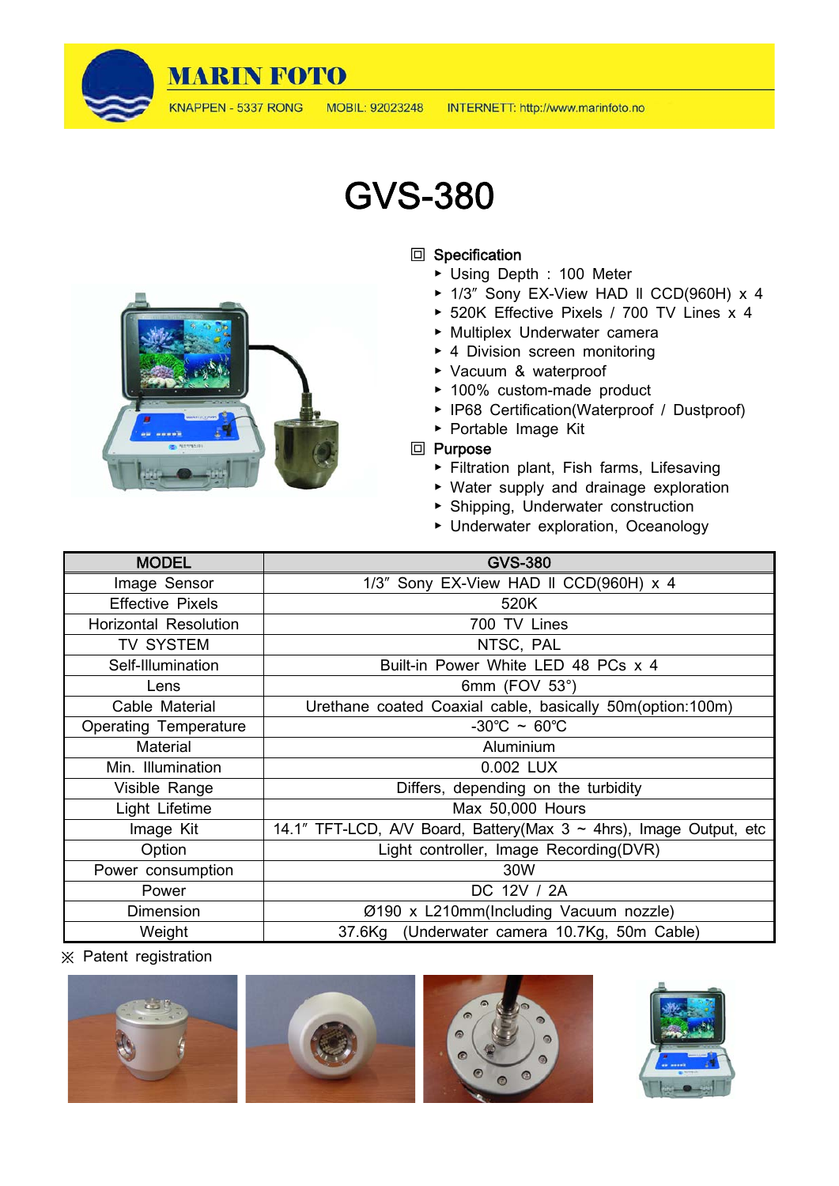MARIN FOTO

KNAPPEN - 5337 RONG MOBIL: 92023248 INTERNETT: http://www.marinfoto.no

# GVS-380

## ◻ Specification

- Using Depth : 100 Meter
- 1/3″ Sony EX-View HAD Ⅱ CCD(960H) x 4
- 520K Effective Pixels / 700 TV Lines x 4
- Multiplex Underwater camera
- 4 Division screen monitoring
- Vacuum & waterproof
- 100% custom-made product
- IP68 Certification(Waterproof / Dustproof)
- Portable Image Kit

## ◻ Purpose

- Filtration plant, Fish farms, Lifesaving
- Water supply and drainage exploration
- Shipping, Underwater construction
- Underwater exploration, Oceanology

| MODEL | GVS-380 |
|---|---|
| Image Sensor | 1/3″ Sony EX-View HAD Ⅱ CCD(960H) x 4 |
| Effective Pixels | 520K |
| Horizontal Resolution | 700 TV Lines |
| TV SYSTEM | NTSC, PAL |
| Self-Illumination | Built-in Power White LED 48 PCs x 4 |
| Lens | 6mm (FOV 53°) |
| Cable Material | Urethane coated Coaxial cable, basically 50m(option:100m) |
| Operating Temperature | -30℃ ~ 60℃ |
| Material | Aluminium |
| Min. Illumination | 0.002 LUX |
| Visible Range | Differs, depending on the turbidity |
| Light Lifetime | Max 50,000 Hours |
| Image Kit | 14.1″ TFT-LCD, A/V Board, Battery(Max 3 ~ 4hrs), Image Output, etc |
| Option | Light controller, Image Recording(DVR) |
| Power consumption | 30W |
| Power | DC 12V / 2A |
| Dimension | Ø190 x L210mm(Including Vacuum nozzle) |
| Weight | 37.6Kg (Underwater camera 10.7Kg, 50m Cable) |

※ Patent registration